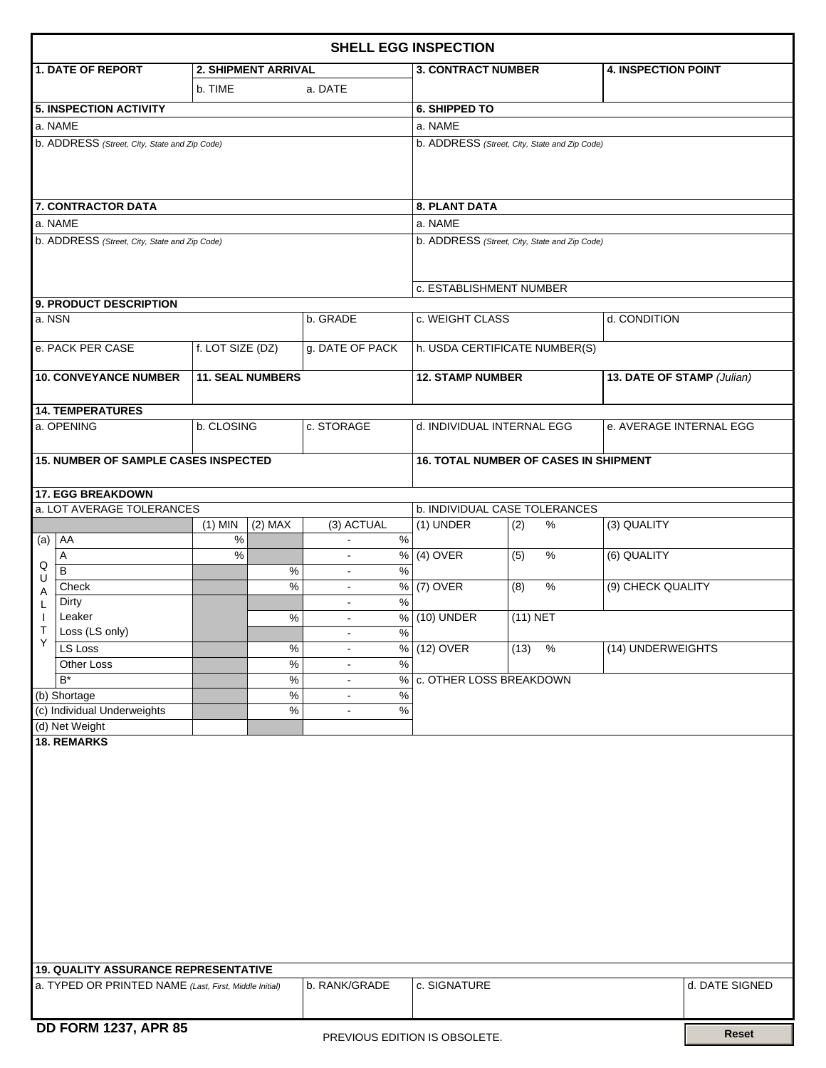# SHELL EGG INSPECTION

| 1. DATE OF REPORT | 2. SHIPMENT ARRIVAL | | 3. CONTRACT NUMBER | 4. INSPECTION POINT |
|---|---|---|---|---|
| | b. TIME | a. DATE | | |

| 5. INSPECTION ACTIVITY | 6. SHIPPED TO |
|---|---|
| a. NAME | a. NAME |
| b. ADDRESS *(Street, City, State and Zip Code)* | b. ADDRESS *(Street, City, State and Zip Code)* |

| 7. CONTRACTOR DATA | 8. PLANT DATA |
|---|---|
| a. NAME | a. NAME |
| b. ADDRESS *(Street, City, State and Zip Code)* | b. ADDRESS *(Street, City, State and Zip Code)* |
| | c. ESTABLISHMENT NUMBER |

**9. PRODUCT DESCRIPTION**

| a. NSN | | b. GRADE | c. WEIGHT CLASS | d. CONDITION |
|---|---|---|---|---|
| e. PACK PER CASE | f. LOT SIZE (DZ) | g. DATE OF PACK | h. USDA CERTIFICATE NUMBER(S) | |

| 10. CONVEYANCE NUMBER | 11. SEAL NUMBERS | 12. STAMP NUMBER | 13. DATE OF STAMP *(Julian)* |
|---|---|---|---|
| | | | |

**14. TEMPERATURES**

| a. OPENING | b. CLOSING | c. STORAGE | d. INDIVIDUAL INTERNAL EGG | e. AVERAGE INTERNAL EGG |
|---|---|---|---|---|
| | | | | |

| 15. NUMBER OF SAMPLE CASES INSPECTED | 16. TOTAL NUMBER OF CASES IN SHIPMENT |
|---|---|
| | |

**17. EGG BREAKDOWN**

**a. LOT AVERAGE TOLERANCES**

| | | (1) MIN | (2) MAX | (3) ACTUAL |
|---|---|---|---|---|
| (a) QUALITY | AA | % | | - % |
| | A | % | | - % |
| | B | | % | - % |
| | Check | | % | - % |
| | Dirty | | | - % |
| | Leaker | | % | - % |
| | Loss (LS only) | | | - % |
| | LS Loss | | % | - % |
| | Other Loss | | % | - % |
| | B* | | % | - % |
| (b) Shortage | | | % | - % |
| (c) Individual Underweights | | | % | - % |
| (d) Net Weight | | | | |

**b. INDIVIDUAL CASE TOLERANCES**

| | | |
|---|---|---|
| (1) UNDER | (2) % | (3) QUALITY |
| (4) OVER | (5) % | (6) QUALITY |
| (7) OVER | (8) % | (9) CHECK QUALITY |
| (10) UNDER | (11) NET | |
| (12) OVER | (13) % | (14) UNDERWEIGHTS |

**c. OTHER LOSS BREAKDOWN**

**18. REMARKS**

**19. QUALITY ASSURANCE REPRESENTATIVE**

| a. TYPED OR PRINTED NAME *(Last, First, Middle Initial)* | b. RANK/GRADE | c. SIGNATURE | d. DATE SIGNED |
|---|---|---|---|
| | | | |

**DD FORM 1237, APR 85** PREVIOUS EDITION IS OBSOLETE.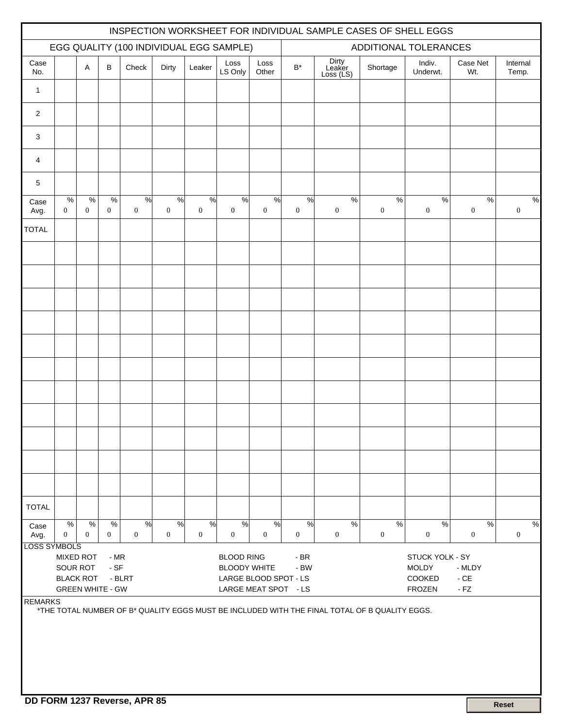# INSPECTION WORKSHEET FOR INDIVIDUAL SAMPLE CASES OF SHELL EGGS

| EGG QUALITY (100 INDIVIDUAL EGG SAMPLE) | | | | | | | | | ADDITIONAL TOLERANCES | | | | | |
|---|---|---|---|---|---|---|---|---|---|---|---|---|---|---|
| Case No. | | A | B | Check | Dirty | Leaker | Loss LS Only | Loss Other | B* | Dirty Leaker Loss (LS) | Shortage | Indiv. Underwt. | Case Net Wt. | Internal Temp. |
| 1 | | | | | | | | | | | | | | |
| 2 | | | | | | | | | | | | | | |
| 3 | | | | | | | | | | | | | | |
| 4 | | | | | | | | | | | | | | |
| 5 | | | | | | | | | | | | | | |
| Case Avg. | % 0 | % 0 | % 0 | % 0 | % 0 | % 0 | % 0 | % 0 | % 0 | % 0 | % 0 | % 0 | % 0 | % 0 |
| TOTAL | | | | | | | | | | | | | | |
| | | | | | | | | | | | | | | |
| | | | | | | | | | | | | | | |
| | | | | | | | | | | | | | | |
| | | | | | | | | | | | | | | |
| | | | | | | | | | | | | | | |
| | | | | | | | | | | | | | | |
| | | | | | | | | | | | | | | |
| | | | | | | | | | | | | | | |
| | | | | | | | | | | | | | | |
| | | | | | | | | | | | | | | |
| | | | | | | | | | | | | | | |
| TOTAL | | | | | | | | | | | | | | |
| Case Avg. | % 0 | % 0 | % 0 | % 0 | % 0 | % 0 | % 0 | % 0 | % 0 | % 0 | % 0 | % 0 | % 0 | % 0 |

**LOSS SYMBOLS**

| | | |
|---|---|---|
| MIXED ROT - MR | BLOOD RING - BR | STUCK YOLK - SY |
| SOUR ROT - SF | BLOODY WHITE - BW | MOLDY - MLDY |
| BLACK ROT - BLRT | LARGE BLOOD SPOT - LS | COOKED - CE |
| GREEN WHITE - GW | LARGE MEAT SPOT - LS | FROZEN - FZ |

**REMARKS**

*THE TOTAL NUMBER OF B* QUALITY EGGS MUST BE INCLUDED WITH THE FINAL TOTAL OF B QUALITY EGGS.

**DD FORM 1237 Reverse, APR 85**

Reset